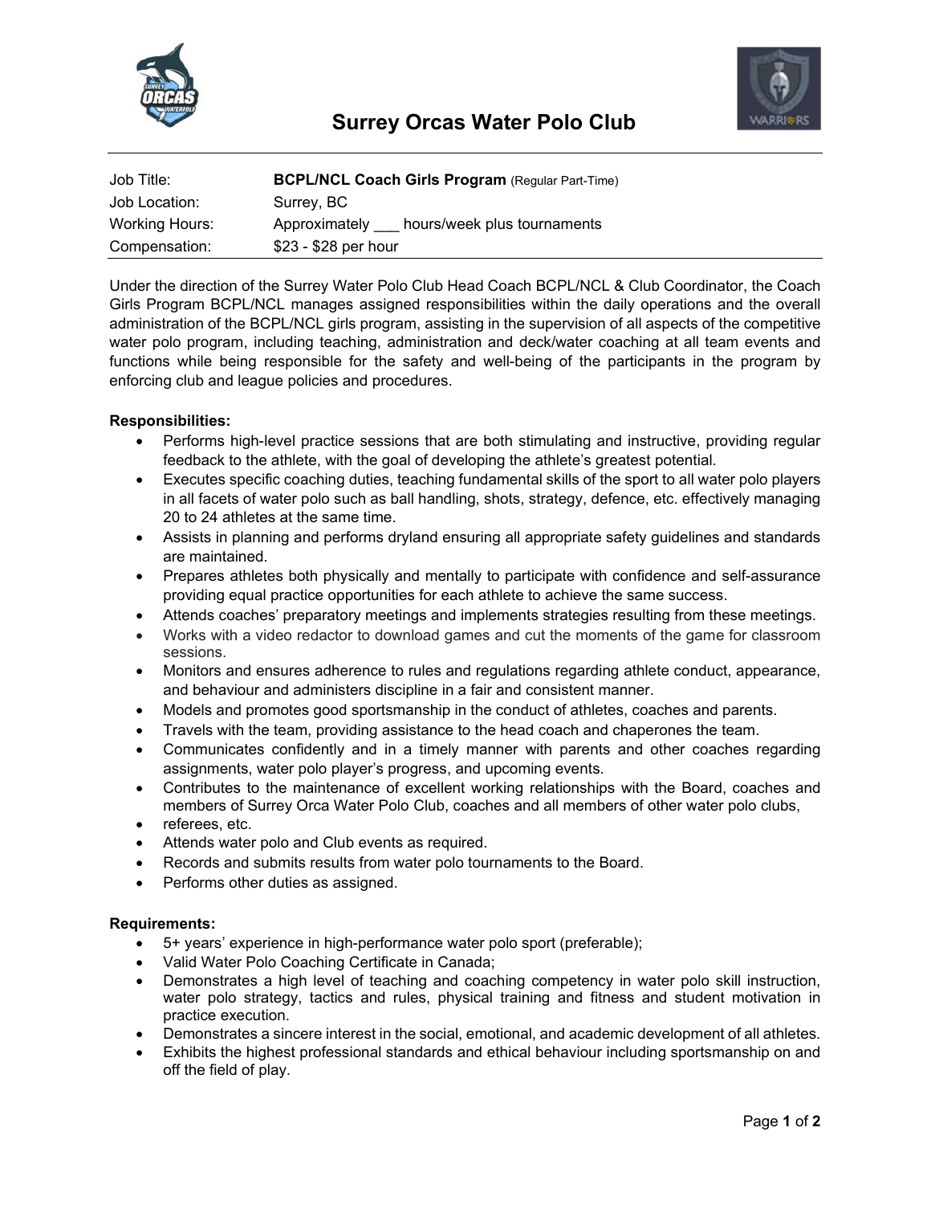# Surrey Orcas Water Polo Club

| | |
|---|---|
| Job Title: | **BCPL/NCL Coach Girls Program** (Regular Part-Time) |
| Job Location: | Surrey, BC |
| Working Hours: | Approximately ___ hours/week plus tournaments |
| Compensation: | $23 - $28 per hour |

Under the direction of the Surrey Water Polo Club Head Coach BCPL/NCL & Club Coordinator, the Coach Girls Program BCPL/NCL manages assigned responsibilities within the daily operations and the overall administration of the BCPL/NCL girls program, assisting in the supervision of all aspects of the competitive water polo program, including teaching, administration and deck/water coaching at all team events and functions while being responsible for the safety and well-being of the participants in the program by enforcing club and league policies and procedures.

**Responsibilities:**

- Performs high-level practice sessions that are both stimulating and instructive, providing regular feedback to the athlete, with the goal of developing the athlete's greatest potential.
- Executes specific coaching duties, teaching fundamental skills of the sport to all water polo players in all facets of water polo such as ball handling, shots, strategy, defence, etc. effectively managing 20 to 24 athletes at the same time.
- Assists in planning and performs dryland ensuring all appropriate safety guidelines and standards are maintained.
- Prepares athletes both physically and mentally to participate with confidence and self-assurance providing equal practice opportunities for each athlete to achieve the same success.
- Attends coaches' preparatory meetings and implements strategies resulting from these meetings.
- Works with a video redactor to download games and cut the moments of the game for classroom sessions.
- Monitors and ensures adherence to rules and regulations regarding athlete conduct, appearance, and behaviour and administers discipline in a fair and consistent manner.
- Models and promotes good sportsmanship in the conduct of athletes, coaches and parents.
- Travels with the team, providing assistance to the head coach and chaperones the team.
- Communicates confidently and in a timely manner with parents and other coaches regarding assignments, water polo player's progress, and upcoming events.
- Contributes to the maintenance of excellent working relationships with the Board, coaches and members of Surrey Orca Water Polo Club, coaches and all members of other water polo clubs,
- referees, etc.
- Attends water polo and Club events as required.
- Records and submits results from water polo tournaments to the Board.
- Performs other duties as assigned.

**Requirements:**

- 5+ years' experience in high-performance water polo sport (preferable);
- Valid Water Polo Coaching Certificate in Canada;
- Demonstrates a high level of teaching and coaching competency in water polo skill instruction, water polo strategy, tactics and rules, physical training and fitness and student motivation in practice execution.
- Demonstrates a sincere interest in the social, emotional, and academic development of all athletes.
- Exhibits the highest professional standards and ethical behaviour including sportsmanship on and off the field of play.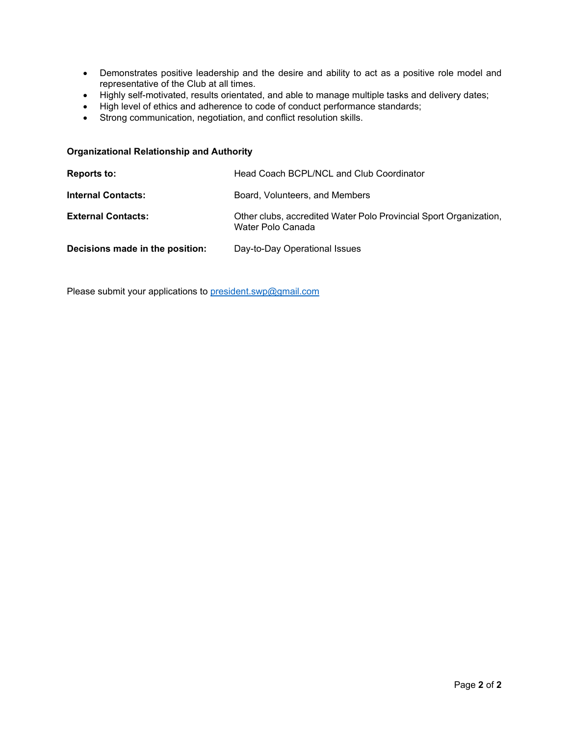- Demonstrates positive leadership and the desire and ability to act as a positive role model and representative of the Club at all times.
- Highly self-motivated, results orientated, and able to manage multiple tasks and delivery dates;
- High level of ethics and adherence to code of conduct performance standards;
- Strong communication, negotiation, and conflict resolution skills.

**Organizational Relationship and Authority**

| | |
|---|---|
| **Reports to:** | Head Coach BCPL/NCL and Club Coordinator |
| **Internal Contacts:** | Board, Volunteers, and Members |
| **External Contacts:** | Other clubs, accredited Water Polo Provincial Sport Organization, Water Polo Canada |
| **Decisions made in the position:** | Day-to-Day Operational Issues |

Please submit your applications to president.swp@gmail.com